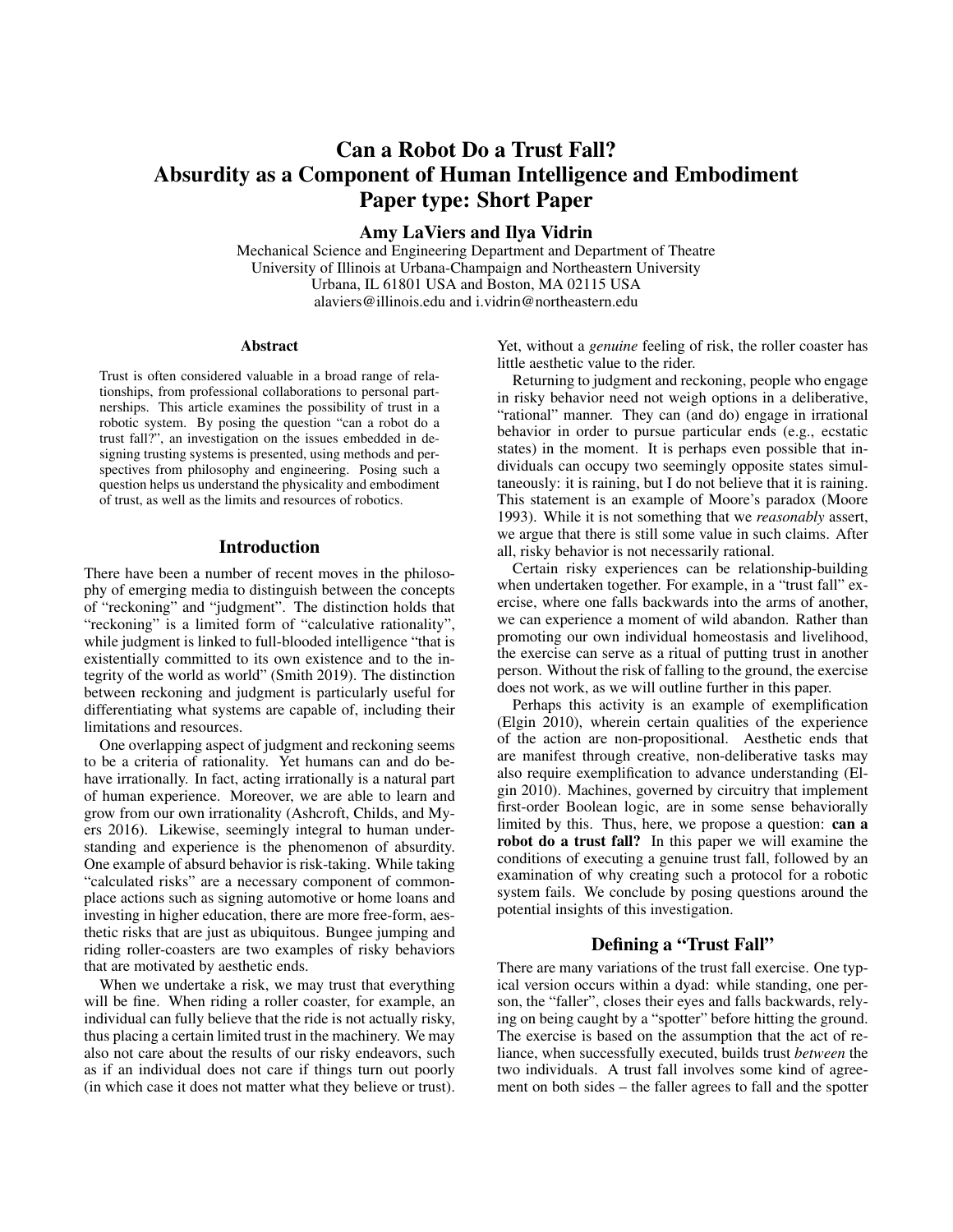# Can a Robot Do a Trust Fall? Absurdity as a Component of Human Intelligence and Embodiment

**Paper type: Short Paper**

**Amy LaViers and Ilya Vidrin**

Mechanical Science and Engineering Department and Department of Theatre
University of Illinois at Urbana-Champaign and Northeastern University
Urbana, IL 61801 USA and Boston, MA 02115 USA
alaviers@illinois.edu and i.vidrin@northeastern.edu

### Abstract

Trust is often considered valuable in a broad range of relationships, from professional collaborations to personal partnerships. This article examines the possibility of trust in a robotic system. By posing the question "can a robot do a trust fall?", an investigation on the issues embedded in designing trusting systems is presented, using methods and perspectives from philosophy and engineering. Posing such a question helps us understand the physicality and embodiment of trust, as well as the limits and resources of robotics.

## Introduction

There have been a number of recent moves in the philosophy of emerging media to distinguish between the concepts of "reckoning" and "judgment". The distinction holds that "reckoning" is a limited form of "calculative rationality", while judgment is linked to full-blooded intelligence "that is existentially committed to its own existence and to the integrity of the world as world" (Smith 2019). The distinction between reckoning and judgment is particularly useful for differentiating what systems are capable of, including their limitations and resources.

One overlapping aspect of judgment and reckoning seems to be a criteria of rationality. Yet humans can and do behave irrationally. In fact, acting irrationally is a natural part of human experience. Moreover, we are able to learn and grow from our own irrationality (Ashcroft, Childs, and Myers 2016). Likewise, seemingly integral to human understanding and experience is the phenomenon of absurdity. One example of absurd behavior is risk-taking. While taking "calculated risks" are a necessary component of commonplace actions such as signing automotive or home loans and investing in higher education, there are more free-form, aesthetic risks that are just as ubiquitous. Bungee jumping and riding roller-coasters are two examples of risky behaviors that are motivated by aesthetic ends.

When we undertake a risk, we may trust that everything will be fine. When riding a roller coaster, for example, an individual can fully believe that the ride is not actually risky, thus placing a certain limited trust in the machinery. We may also not care about the results of our risky endeavors, such as if an individual does not care if things turn out poorly (in which case it does not matter what they believe or trust). Yet, without a *genuine* feeling of risk, the roller coaster has little aesthetic value to the rider.

Returning to judgment and reckoning, people who engage in risky behavior need not weigh options in a deliberative, "rational" manner. They can (and do) engage in irrational behavior in order to pursue particular ends (e.g., ecstatic states) in the moment. It is perhaps even possible that individuals can occupy two seemingly opposite states simultaneously: it is raining, but I do not believe that it is raining. This statement is an example of Moore's paradox (Moore 1993). While it is not something that we *reasonably* assert, we argue that there is still some value in such claims. After all, risky behavior is not necessarily rational.

Certain risky experiences can be relationship-building when undertaken together. For example, in a "trust fall" exercise, where one falls backwards into the arms of another, we can experience a moment of wild abandon. Rather than promoting our own individual homeostasis and livelihood, the exercise can serve as a ritual of putting trust in another person. Without the risk of falling to the ground, the exercise does not work, as we will outline further in this paper.

Perhaps this activity is an example of exemplification (Elgin 2010), wherein certain qualities of the experience of the action are non-propositional. Aesthetic ends that are manifest through creative, non-deliberative tasks may also require exemplification to advance understanding (Elgin 2010). Machines, governed by circuitry that implement first-order Boolean logic, are in some sense behaviorally limited by this. Thus, here, we propose a question: **can a robot do a trust fall?** In this paper we will examine the conditions of executing a genuine trust fall, followed by an examination of why creating such a protocol for a robotic system fails. We conclude by posing questions around the potential insights of this investigation.

## Defining a "Trust Fall"

There are many variations of the trust fall exercise. One typical version occurs within a dyad: while standing, one person, the "faller", closes their eyes and falls backwards, relying on being caught by a "spotter" before hitting the ground. The exercise is based on the assumption that the act of reliance, when successfully executed, builds trust *between* the two individuals. A trust fall involves some kind of agreement on both sides – the faller agrees to fall and the spotter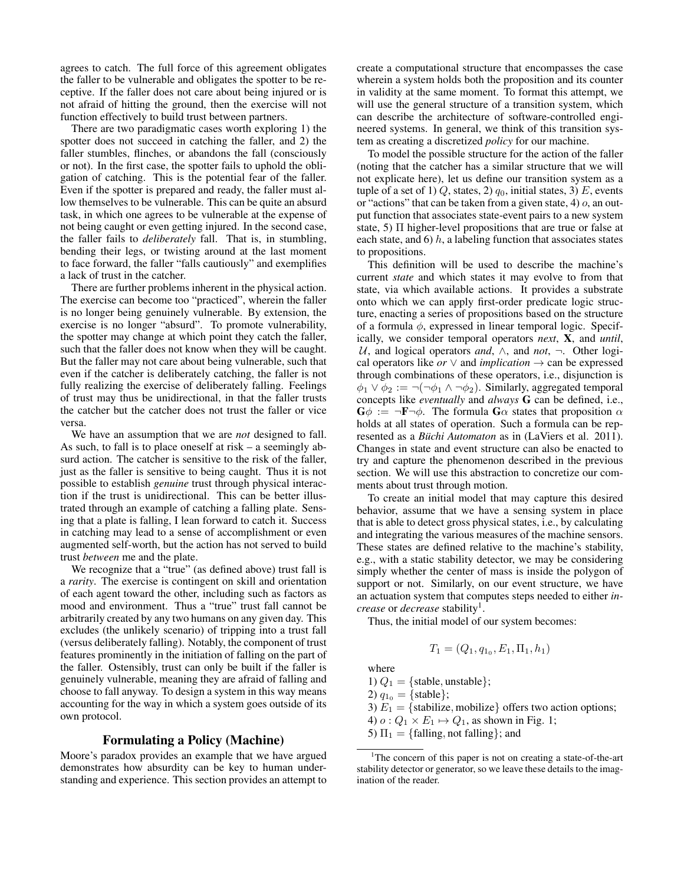agrees to catch. The full force of this agreement obligates the faller to be vulnerable and obligates the spotter to be receptive. If the faller does not care about being injured or is not afraid of hitting the ground, then the exercise will not function effectively to build trust between partners.

There are two paradigmatic cases worth exploring 1) the spotter does not succeed in catching the faller, and 2) the faller stumbles, flinches, or abandons the fall (consciously or not). In the first case, the spotter fails to uphold the obligation of catching. This is the potential fear of the faller. Even if the spotter is prepared and ready, the faller must allow themselves to be vulnerable. This can be quite an absurd task, in which one agrees to be vulnerable at the expense of not being caught or even getting injured. In the second case, the faller fails to *deliberately* fall. That is, in stumbling, bending their legs, or twisting around at the last moment to face forward, the faller "falls cautiously" and exemplifies a lack of trust in the catcher.

There are further problems inherent in the physical action. The exercise can become too "practiced", wherein the faller is no longer being genuinely vulnerable. By extension, the exercise is no longer "absurd". To promote vulnerability, the spotter may change at which point they catch the faller, such that the faller does not know when they will be caught. But the faller may not care about being vulnerable, such that even if the catcher is deliberately catching, the faller is not fully realizing the exercise of deliberately falling. Feelings of trust may thus be unidirectional, in that the faller trusts the catcher but the catcher does not trust the faller or vice versa.

We have an assumption that we are *not* designed to fall. As such, to fall is to place oneself at risk – a seemingly absurd action. The catcher is sensitive to the risk of the faller, just as the faller is sensitive to being caught. Thus it is not possible to establish *genuine* trust through physical interaction if the trust is unidirectional. This can be better illustrated through an example of catching a falling plate. Sensing that a plate is falling, I lean forward to catch it. Success in catching may lead to a sense of accomplishment or even augmented self-worth, but the action has not served to build trust *between* me and the plate.

We recognize that a "true" (as defined above) trust fall is a *rarity*. The exercise is contingent on skill and orientation of each agent toward the other, including such as factors as mood and environment. Thus a "true" trust fall cannot be arbitrarily created by any two humans on any given day. This excludes (the unlikely scenario) of tripping into a trust fall (versus deliberately falling). Notably, the component of trust features prominently in the initiation of falling on the part of the faller. Ostensibly, trust can only be built if the faller is genuinely vulnerable, meaning they are afraid of falling and choose to fall anyway. To design a system in this way means accounting for the way in which a system goes outside of its own protocol.

## Formulating a Policy (Machine)

Moore's paradox provides an example that we have argued demonstrates how absurdity can be key to human understanding and experience. This section provides an attempt to create a computational structure that encompasses the case wherein a system holds both the proposition and its counter in validity at the same moment. To format this attempt, we will use the general structure of a transition system, which can describe the architecture of software-controlled engineered systems. In general, we think of this transition system as creating a discretized *policy* for our machine.

To model the possible structure for the action of the faller (noting that the catcher has a similar structure that we will not explicate here), let us define our transition system as a tuple of a set of 1) $Q$, states, 2) $q_0$, initial states, 3) $E$, events or "actions" that can be taken from a given state, 4) $o$, an output function that associates state-event pairs to a new system state, 5) $\Pi$ higher-level propositions that are true or false at each state, and 6) $h$, a labeling function that associates states to propositions.

This definition will be used to describe the machine's current *state* and which states it may evolve to from that state, via which available actions. It provides a substrate onto which we can apply first-order predicate logic structure, enacting a series of propositions based on the structure of a formula $\phi$, expressed in linear temporal logic. Specifically, we consider temporal operators *next*, $\mathbf{X}$, and *until*, $\mathcal{U}$, and logical operators *and*, $\wedge$, and *not*, $\neg$. Other logical operators like *or* $\vee$ and *implication* $\rightarrow$ can be expressed through combinations of these operators, i.e., disjunction is $\phi_1 \vee \phi_2 := \neg(\neg\phi_1 \wedge \neg\phi_2)$. Similarly, aggregated temporal concepts like *eventually* and *always* $\mathbf{G}$ can be defined, i.e., $\mathbf{G}\phi := \neg\mathbf{F}\neg\phi$. The formula $\mathbf{G}\alpha$ states that proposition $\alpha$ holds at all states of operation. Such a formula can be represented as a *Büchi Automaton* as in (LaViers et al. 2011). Changes in state and event structure can also be enacted to try and capture the phenomenon described in the previous section. We will use this abstraction to concretize our comments about trust through motion.

To create an initial model that may capture this desired behavior, assume that we have a sensing system in place that is able to detect gross physical states, i.e., by calculating and integrating the various measures of the machine sensors. These states are defined relative to the machine's stability, e.g., with a static stability detector, we may be considering simply whether the center of mass is inside the polygon of support or not. Similarly, on our event structure, we have an actuation system that computes steps needed to either *increase* or *decrease* stability[1].

Thus, the initial model of our system becomes:

$$T_1 = (Q_1, q_{1_0}, E_1, \Pi_1, h_1)$$

where

1) $Q_1 = \{\text{stable}, \text{unstable}\}$;
2) $q_{1_0} = \{\text{stable}\}$;
3) $E_1 = \{\text{stabilize}, \text{mobilize}\}$ offers two action options;
4) $o : Q_1 \times E_1 \mapsto Q_1$, as shown in Fig. 1;
5) $\Pi_1 = \{\text{falling}, \text{not falling}\}$; and

[1] The concern of this paper is not on creating a state-of-the-art stability detector or generator, so we leave these details to the imagination of the reader.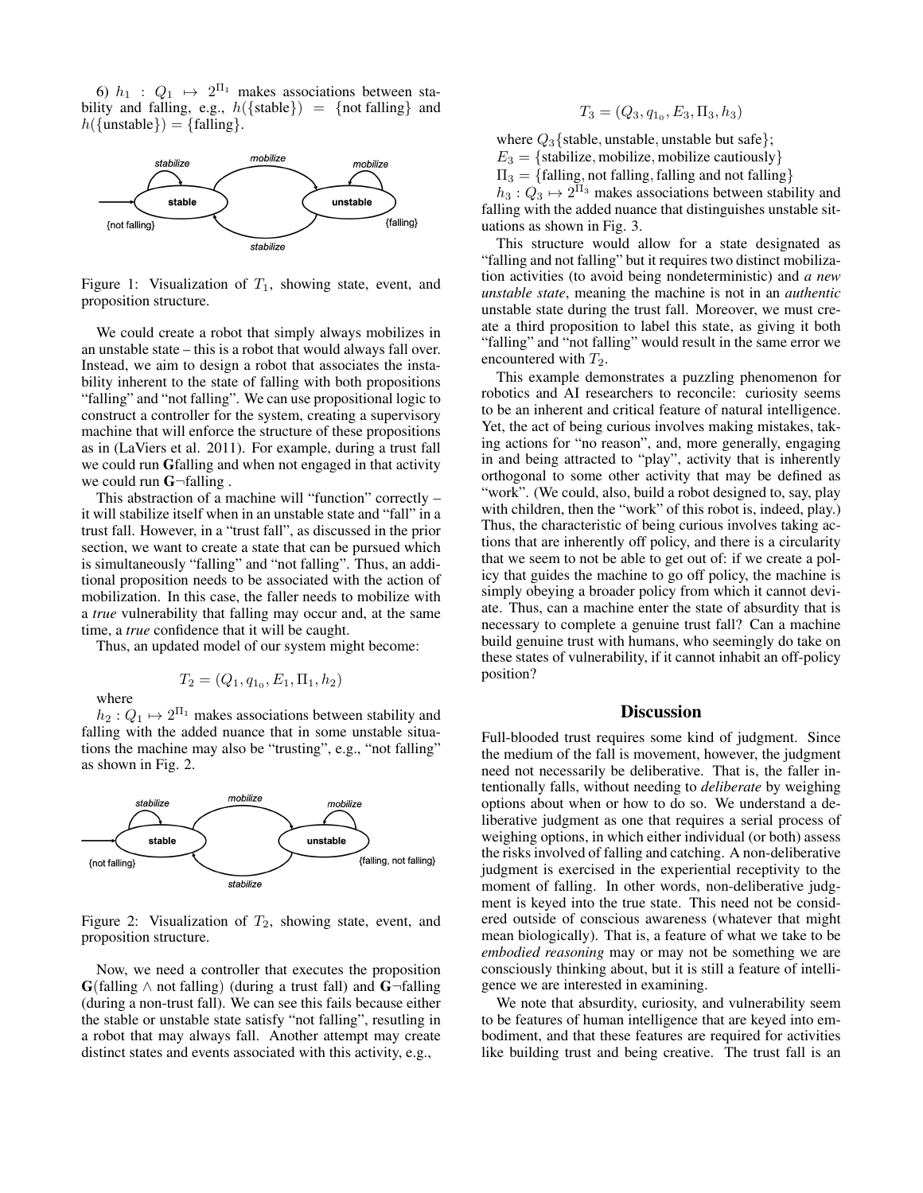6) $h_1 : Q_1 \mapsto 2^{\Pi_1}$ makes associations between stability and falling, e.g., $h(\{\text{stable}\}) = \{\text{not falling}\}$ and $h(\{\text{unstable}\}) = \{\text{falling}\}$.

Figure 1: Visualization of $T_1$, showing state, event, and proposition structure.

We could create a robot that simply always mobilizes in an unstable state – this is a robot that would always fall over. Instead, we aim to design a robot that associates the instability inherent to the state of falling with both propositions "falling" and "not falling". We can use propositional logic to construct a controller for the system, creating a supervisory machine that will enforce the structure of these propositions as in (LaViers et al. 2011). For example, during a trust fall we could run **G**falling and when not engaged in that activity we could run **G**¬falling .

This abstraction of a machine will "function" correctly – it will stabilize itself when in an unstable state and "fall" in a trust fall. However, in a "trust fall", as discussed in the prior section, we want to create a state that can be pursued which is simultaneously "falling" and "not falling". Thus, an additional proposition needs to be associated with the action of mobilization. In this case, the faller needs to mobilize with a *true* vulnerability that falling may occur and, at the same time, a *true* confidence that it will be caught.

Thus, an updated model of our system might become:

$$T_2 = (Q_1, q_{1_0}, E_1, \Pi_1, h_2)$$

where

$h_2 : Q_1 \mapsto 2^{\Pi_1}$ makes associations between stability and falling with the added nuance that in some unstable situations the machine may also be "trusting", e.g., "not falling" as shown in Fig. 2.

Figure 2: Visualization of $T_2$, showing state, event, and proposition structure.

Now, we need a controller that executes the proposition **G**(falling ∧ not falling) (during a trust fall) and **G**¬falling (during a non-trust fall). We can see this fails because either the stable or unstable state satisfy "not falling", resutling in a robot that may always fall. Another attempt may create distinct states and events associated with this activity, e.g.,

$$T_3 = (Q_3, q_{1_0}, E_3, \Pi_3, h_3)$$

where $Q_3\{\text{stable, unstable, unstable but safe}\}$;

$E_3 = \{\text{stabilize, mobilize, mobilize cautiously}\}$

$\Pi_3 = \{\text{falling, not falling, falling and not falling}\}$

$h_3 : Q_3 \mapsto 2^{\Pi_3}$ makes associations between stability and falling with the added nuance that distinguishes unstable situations as shown in Fig. 3.

This structure would allow for a state designated as "falling and not falling" but it requires two distinct mobilization activities (to avoid being nondeterministic) and *a new unstable state*, meaning the machine is not in an *authentic* unstable state during the trust fall. Moreover, we must create a third proposition to label this state, as giving it both "falling" and "not falling" would result in the same error we encountered with $T_2$.

This example demonstrates a puzzling phenomenon for robotics and AI researchers to reconcile: curiosity seems to be an inherent and critical feature of natural intelligence. Yet, the act of being curious involves making mistakes, taking actions for "no reason", and, more generally, engaging in and being attracted to "play", activity that is inherently orthogonal to some other activity that may be defined as "work". (We could, also, build a robot designed to, say, play with children, then the "work" of this robot is, indeed, play.) Thus, the characteristic of being curious involves taking actions that are inherently off policy, and there is a circularity that we seem to not be able to get out of: if we create a policy that guides the machine to go off policy, the machine is simply obeying a broader policy from which it cannot deviate. Thus, can a machine enter the state of absurdity that is necessary to complete a genuine trust fall? Can a machine build genuine trust with humans, who seemingly do take on these states of vulnerability, if it cannot inhabit an off-policy position?

## Discussion

Full-blooded trust requires some kind of judgment. Since the medium of the fall is movement, however, the judgment need not necessarily be deliberative. That is, the faller intentionally falls, without needing to *deliberate* by weighing options about when or how to do so. We understand a deliberative judgment as one that requires a serial process of weighing options, in which either individual (or both) assess the risks involved of falling and catching. A non-deliberative judgment is exercised in the experiential receptivity to the moment of falling. In other words, non-deliberative judgment is keyed into the true state. This need not be considered outside of conscious awareness (whatever that might mean biologically). That is, a feature of what we take to be *embodied reasoning* may or may not be something we are consciously thinking about, but it is still a feature of intelligence we are interested in examining.

We note that absurdity, curiosity, and vulnerability seem to be features of human intelligence that are keyed into embodiment, and that these features are required for activities like building trust and being creative. The trust fall is an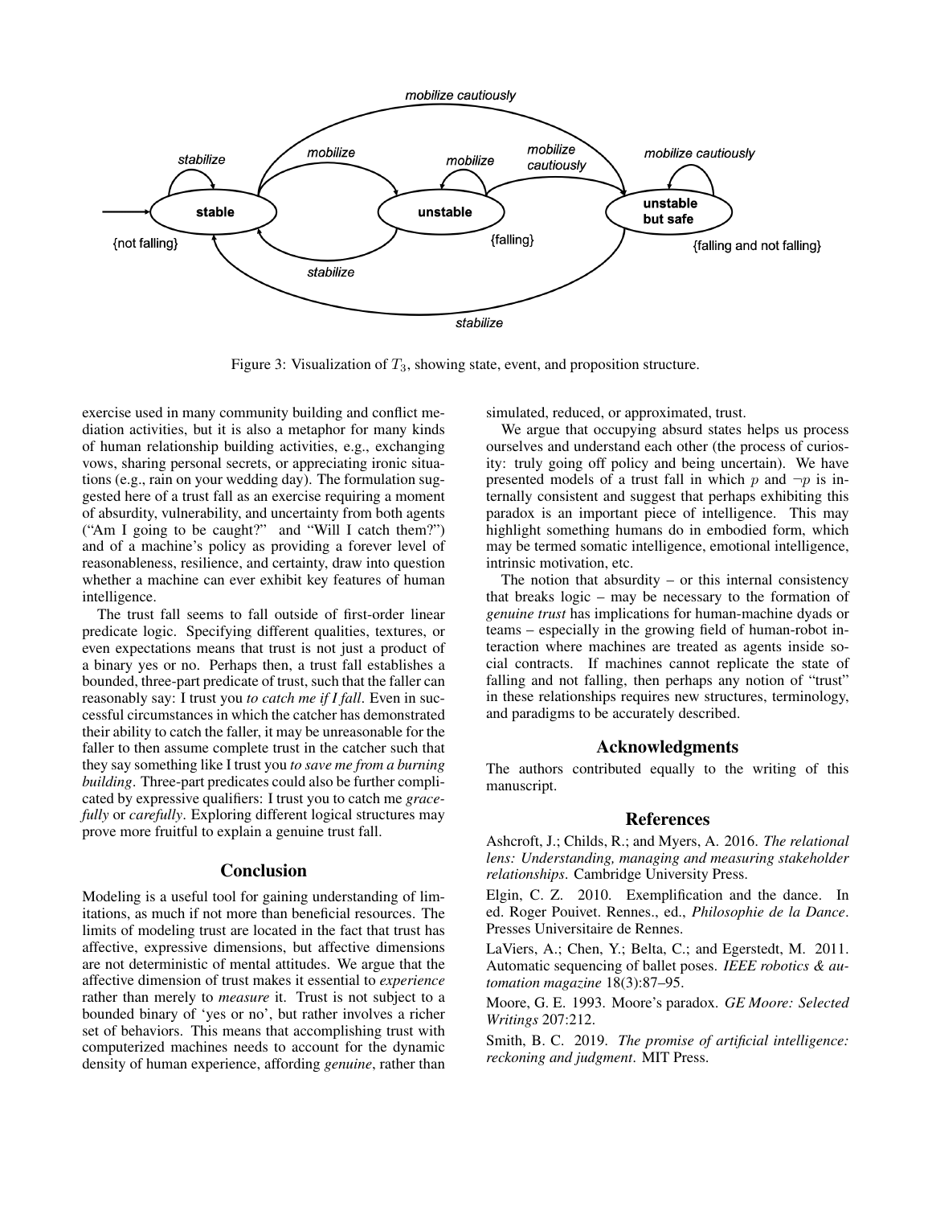mobilize cautiously

stabilize

mobilize

mobilize

mobilize cautiously

mobilize cautiously

stable

unstable

unstable but safe

{not falling}

{falling}

{falling and not falling}

stabilize

stabilize

Figure 3: Visualization of $T_3$, showing state, event, and proposition structure.

exercise used in many community building and conflict mediation activities, but it is also a metaphor for many kinds of human relationship building activities, e.g., exchanging vows, sharing personal secrets, or appreciating ironic situations (e.g., rain on your wedding day). The formulation suggested here of a trust fall as an exercise requiring a moment of absurdity, vulnerability, and uncertainty from both agents ("Am I going to be caught?" and "Will I catch them?") and of a machine's policy as providing a forever level of reasonableness, resilience, and certainty, draw into question whether a machine can ever exhibit key features of human intelligence.

The trust fall seems to fall outside of first-order linear predicate logic. Specifying different qualities, textures, or even expectations means that trust is not just a product of a binary yes or no. Perhaps then, a trust fall establishes a bounded, three-part predicate of trust, such that the faller can reasonably say: I trust you *to catch me if I fall*. Even in successful circumstances in which the catcher has demonstrated their ability to catch the faller, it may be unreasonable for the faller to then assume complete trust in the catcher such that they say something like I trust you *to save me from a burning building*. Three-part predicates could also be further complicated by expressive qualifiers: I trust you to catch me *gracefully* or *carefully*. Exploring different logical structures may prove more fruitful to explain a genuine trust fall.

## Conclusion

Modeling is a useful tool for gaining understanding of limitations, as much if not more than beneficial resources. The limits of modeling trust are located in the fact that trust has affective, expressive dimensions, but affective dimensions are not deterministic of mental attitudes. We argue that the affective dimension of trust makes it essential to *experience* rather than merely to *measure* it. Trust is not subject to a bounded binary of 'yes or no', but rather involves a richer set of behaviors. This means that accomplishing trust with computerized machines needs to account for the dynamic density of human experience, affording *genuine*, rather than simulated, reduced, or approximated, trust.

We argue that occupying absurd states helps us process ourselves and understand each other (the process of curiosity: truly going off policy and being uncertain). We have presented models of a trust fall in which $p$ and $\neg p$ is internally consistent and suggest that perhaps exhibiting this paradox is an important piece of intelligence. This may highlight something humans do in embodied form, which may be termed somatic intelligence, emotional intelligence, intrinsic motivation, etc.

The notion that absurdity – or this internal consistency that breaks logic – may be necessary to the formation of *genuine trust* has implications for human-machine dyads or teams – especially in the growing field of human-robot interaction where machines are treated as agents inside social contracts. If machines cannot replicate the state of falling and not falling, then perhaps any notion of "trust" in these relationships requires new structures, terminology, and paradigms to be accurately described.

## Acknowledgments

The authors contributed equally to the writing of this manuscript.

## References

Ashcroft, J.; Childs, R.; and Myers, A. 2016. *The relational lens: Understanding, managing and measuring stakeholder relationships*. Cambridge University Press.

Elgin, C. Z. 2010. Exemplification and the dance. In ed. Roger Pouivet. Rennes., ed., *Philosophie de la Dance*. Presses Universitaire de Rennes.

LaViers, A.; Chen, Y.; Belta, C.; and Egerstedt, M. 2011. Automatic sequencing of ballet poses. *IEEE robotics & automation magazine* 18(3):87–95.

Moore, G. E. 1993. Moore's paradox. *GE Moore: Selected Writings* 207:212.

Smith, B. C. 2019. *The promise of artificial intelligence: reckoning and judgment*. MIT Press.